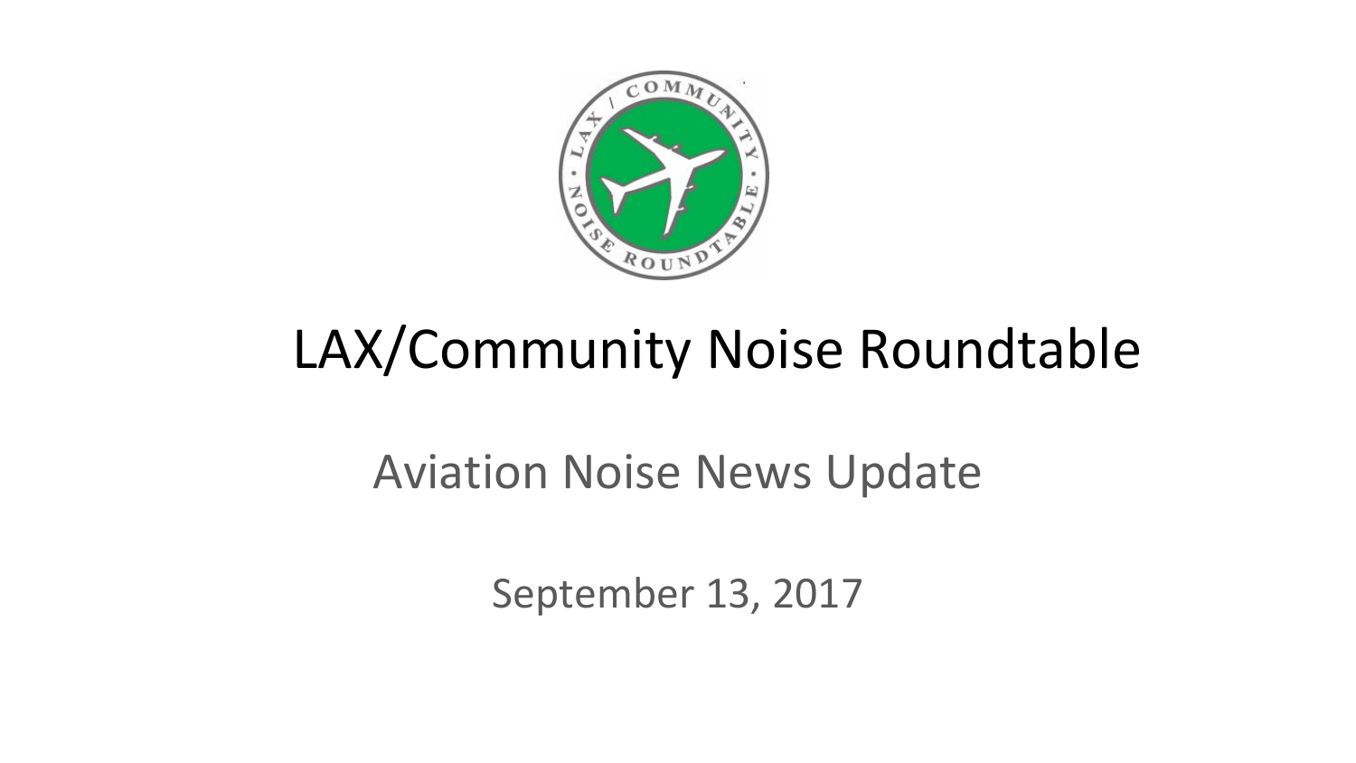# LAX/Community Noise Roundtable

## Aviation Noise News Update

September 13, 2017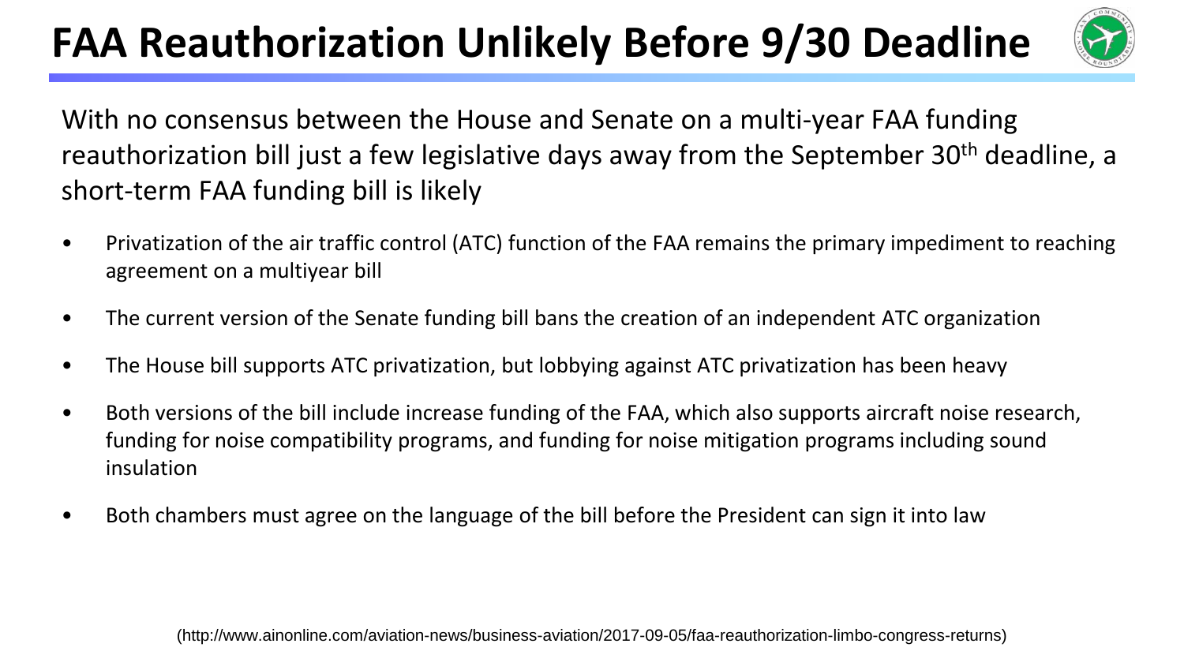# FAA Reauthorization Unlikely Before 9/30 Deadline

With no consensus between the House and Senate on a multi-year FAA funding reauthorization bill just a few legislative days away from the September 30th deadline, a short-term FAA funding bill is likely

- Privatization of the air traffic control (ATC) function of the FAA remains the primary impediment to reaching agreement on a multiyear bill
- The current version of the Senate funding bill bans the creation of an independent ATC organization
- The House bill supports ATC privatization, but lobbying against ATC privatization has been heavy
- Both versions of the bill include increase funding of the FAA, which also supports aircraft noise research, funding for noise compatibility programs, and funding for noise mitigation programs including sound insulation
- Both chambers must agree on the language of the bill before the President can sign it into law

(http://www.ainonline.com/aviation-news/business-aviation/2017-09-05/faa-reauthorization-limbo-congress-returns)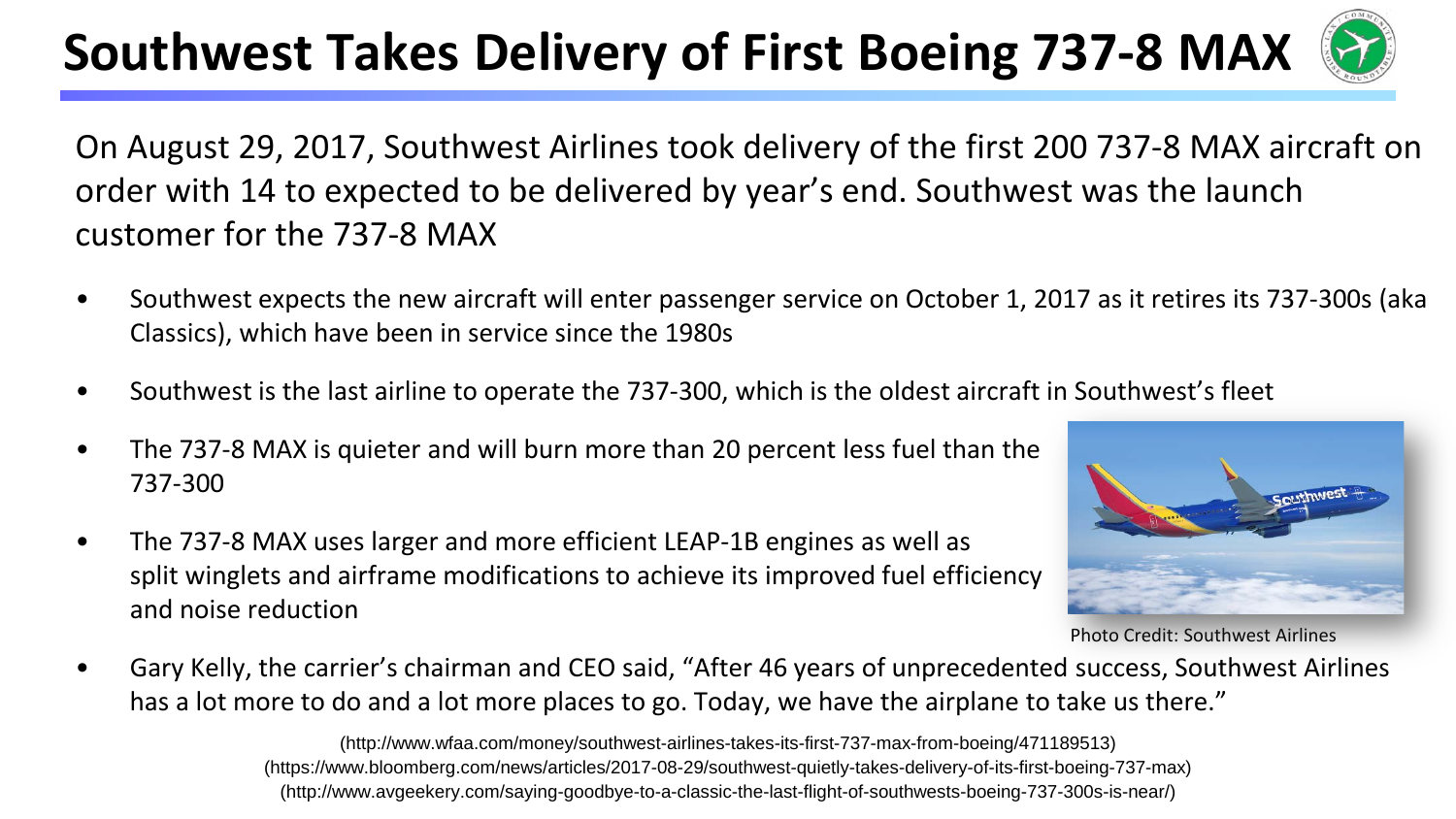# Southwest Takes Delivery of First Boeing 737-8 MAX

On August 29, 2017, Southwest Airlines took delivery of the first 200 737-8 MAX aircraft on order with 14 to expected to be delivered by year's end. Southwest was the launch customer for the 737-8 MAX

- Southwest expects the new aircraft will enter passenger service on October 1, 2017 as it retires its 737-300s (aka Classics), which have been in service since the 1980s
- Southwest is the last airline to operate the 737-300, which is the oldest aircraft in Southwest's fleet
- The 737-8 MAX is quieter and will burn more than 20 percent less fuel than the 737-300
- The 737-8 MAX uses larger and more efficient LEAP-1B engines as well as split winglets and airframe modifications to achieve its improved fuel efficiency and noise reduction

Photo Credit: Southwest Airlines

- Gary Kelly, the carrier's chairman and CEO said, "After 46 years of unprecedented success, Southwest Airlines has a lot more to do and a lot more places to go. Today, we have the airplane to take us there."

(http://www.wfaa.com/money/southwest-airlines-takes-its-first-737-max-from-boeing/471189513)
(https://www.bloomberg.com/news/articles/2017-08-29/southwest-quietly-takes-delivery-of-its-first-boeing-737-max)
(http://www.avgeekery.com/saying-goodbye-to-a-classic-the-last-flight-of-southwests-boeing-737-300s-is-near/)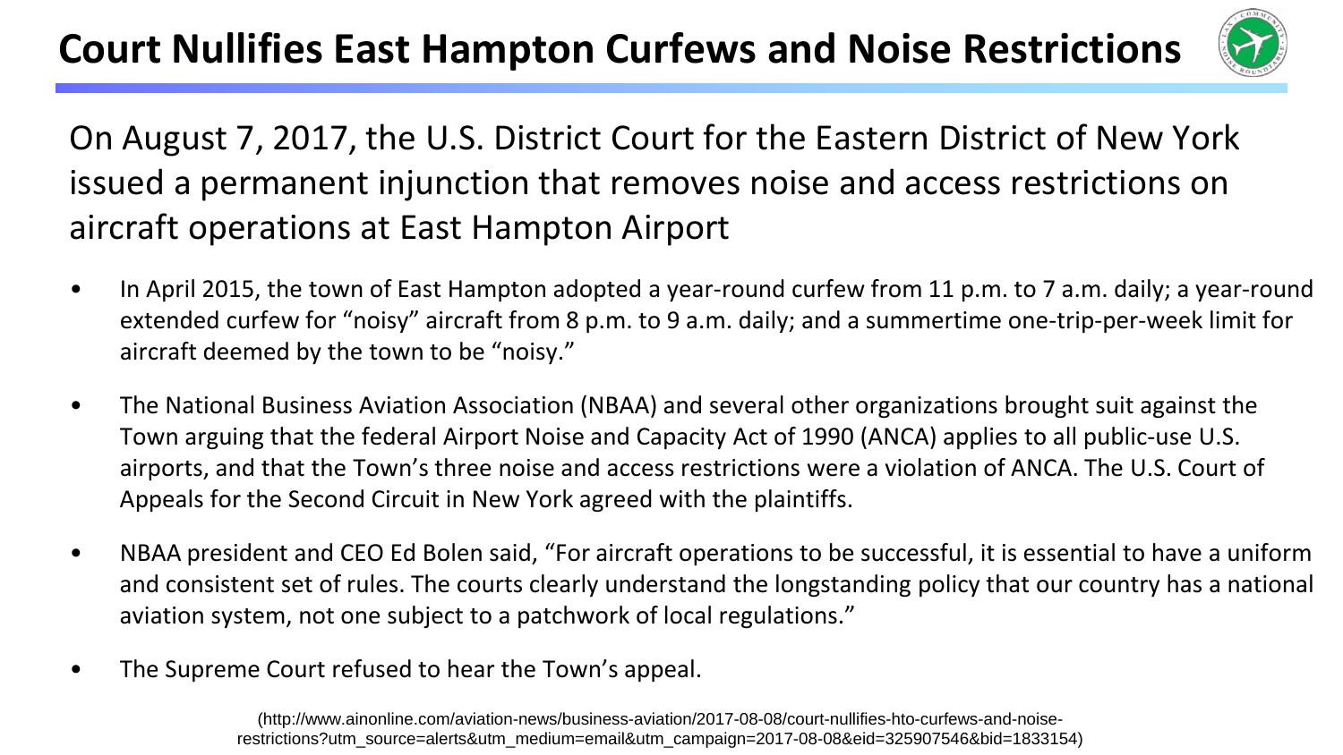# Court Nullifies East Hampton Curfews and Noise Restrictions

On August 7, 2017, the U.S. District Court for the Eastern District of New York issued a permanent injunction that removes noise and access restrictions on aircraft operations at East Hampton Airport

- In April 2015, the town of East Hampton adopted a year-round curfew from 11 p.m. to 7 a.m. daily; a year-round extended curfew for "noisy" aircraft from 8 p.m. to 9 a.m. daily; and a summertime one-trip-per-week limit for aircraft deemed by the town to be "noisy."
- The National Business Aviation Association (NBAA) and several other organizations brought suit against the Town arguing that the federal Airport Noise and Capacity Act of 1990 (ANCA) applies to all public-use U.S. airports, and that the Town's three noise and access restrictions were a violation of ANCA. The U.S. Court of Appeals for the Second Circuit in New York agreed with the plaintiffs.
- NBAA president and CEO Ed Bolen said, "For aircraft operations to be successful, it is essential to have a uniform and consistent set of rules. The courts clearly understand the longstanding policy that our country has a national aviation system, not one subject to a patchwork of local regulations."
- The Supreme Court refused to hear the Town's appeal.

(http://www.ainonline.com/aviation-news/business-aviation/2017-08-08/court-nullifies-hto-curfews-and-noise-restrictions?utm_source=alerts&utm_medium=email&utm_campaign=2017-08-08&eid=325907546&bid=1833154)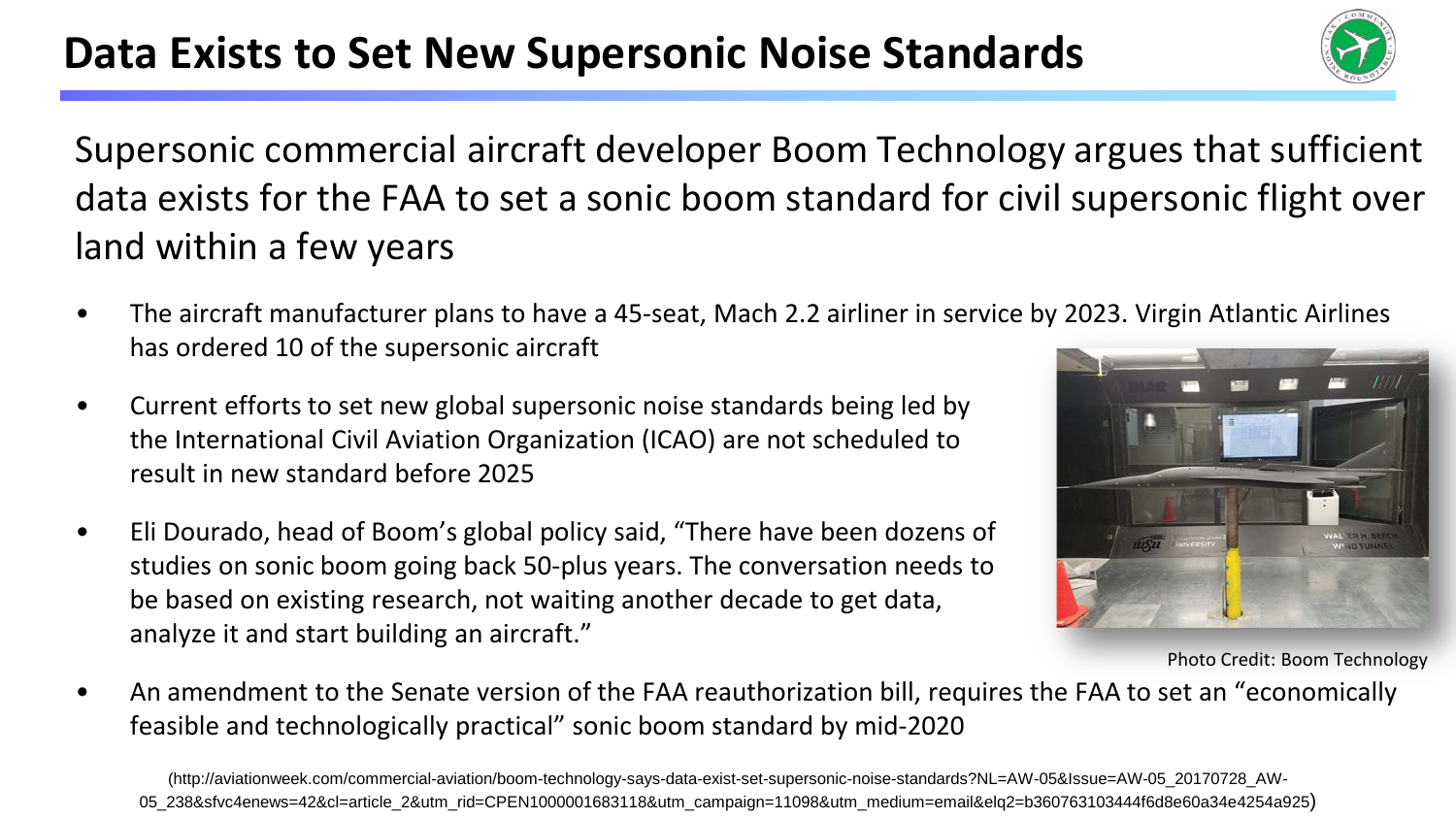# Data Exists to Set New Supersonic Noise Standards

Supersonic commercial aircraft developer Boom Technology argues that sufficient data exists for the FAA to set a sonic boom standard for civil supersonic flight over land within a few years

- The aircraft manufacturer plans to have a 45-seat, Mach 2.2 airliner in service by 2023. Virgin Atlantic Airlines has ordered 10 of the supersonic aircraft
- Current efforts to set new global supersonic noise standards being led by the International Civil Aviation Organization (ICAO) are not scheduled to result in new standard before 2025
- Eli Dourado, head of Boom's global policy said, "There have been dozens of studies on sonic boom going back 50-plus years. The conversation needs to be based on existing research, not waiting another decade to get data, analyze it and start building an aircraft."

Photo Credit: Boom Technology

- An amendment to the Senate version of the FAA reauthorization bill, requires the FAA to set an "economically feasible and technologically practical" sonic boom standard by mid-2020

(http://aviationweek.com/commercial-aviation/boom-technology-says-data-exist-set-supersonic-noise-standards?NL=AW-05&Issue=AW-05_20170728_AW-05_238&sfvc4enews=42&cl=article_2&utm_rid=CPEN1000001683118&utm_campaign=11098&utm_medium=email&elq2=b360763103444f6d8e60a34e4254a925)